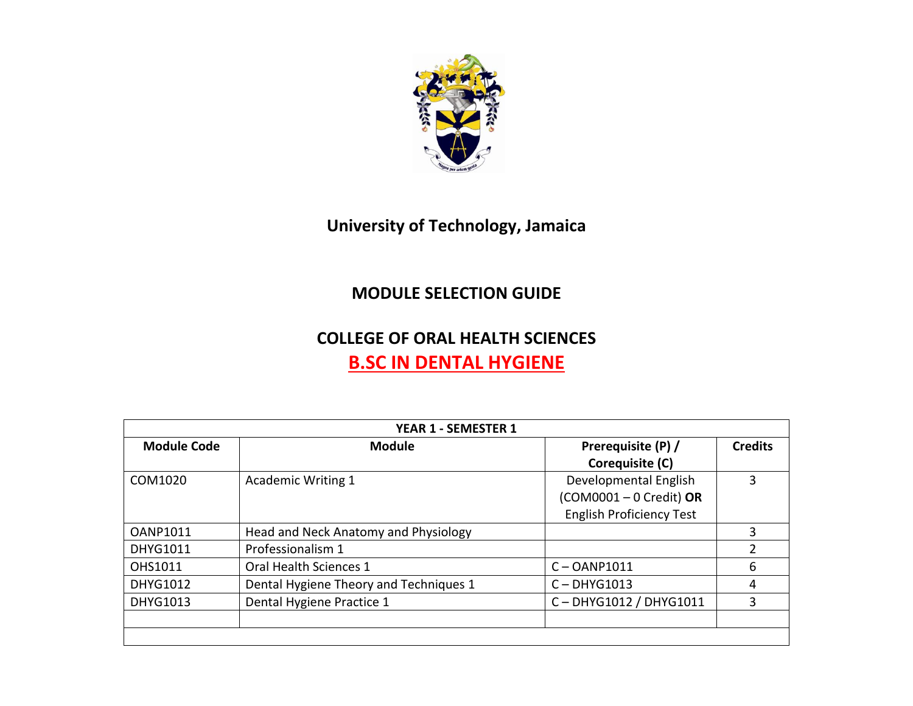# University of Technology, Jamaica

## MODULE SELECTION GUIDE

## COLLEGE OF ORAL HEALTH SCIENCES

## B.SC IN DENTAL HYGIENE

| YEAR 1 - SEMESTER 1 | | | |
|---|---|---|---|
| **Module Code** | **Module** | **Prerequisite (P) / Corequisite (C)** | **Credits** |
| COM1020 | Academic Writing 1 | Developmental English (COM0001 – 0 Credit) **OR** English Proficiency Test | 3 |
| OANP1011 | Head and Neck Anatomy and Physiology | | 3 |
| DHYG1011 | Professionalism 1 | | 2 |
| OHS1011 | Oral Health Sciences 1 | C – OANP1011 | 6 |
| DHYG1012 | Dental Hygiene Theory and Techniques 1 | C – DHYG1013 | 4 |
| DHYG1013 | Dental Hygiene Practice 1 | C – DHYG1012 / DHYG1011 | 3 |
| | | | |
| | | | |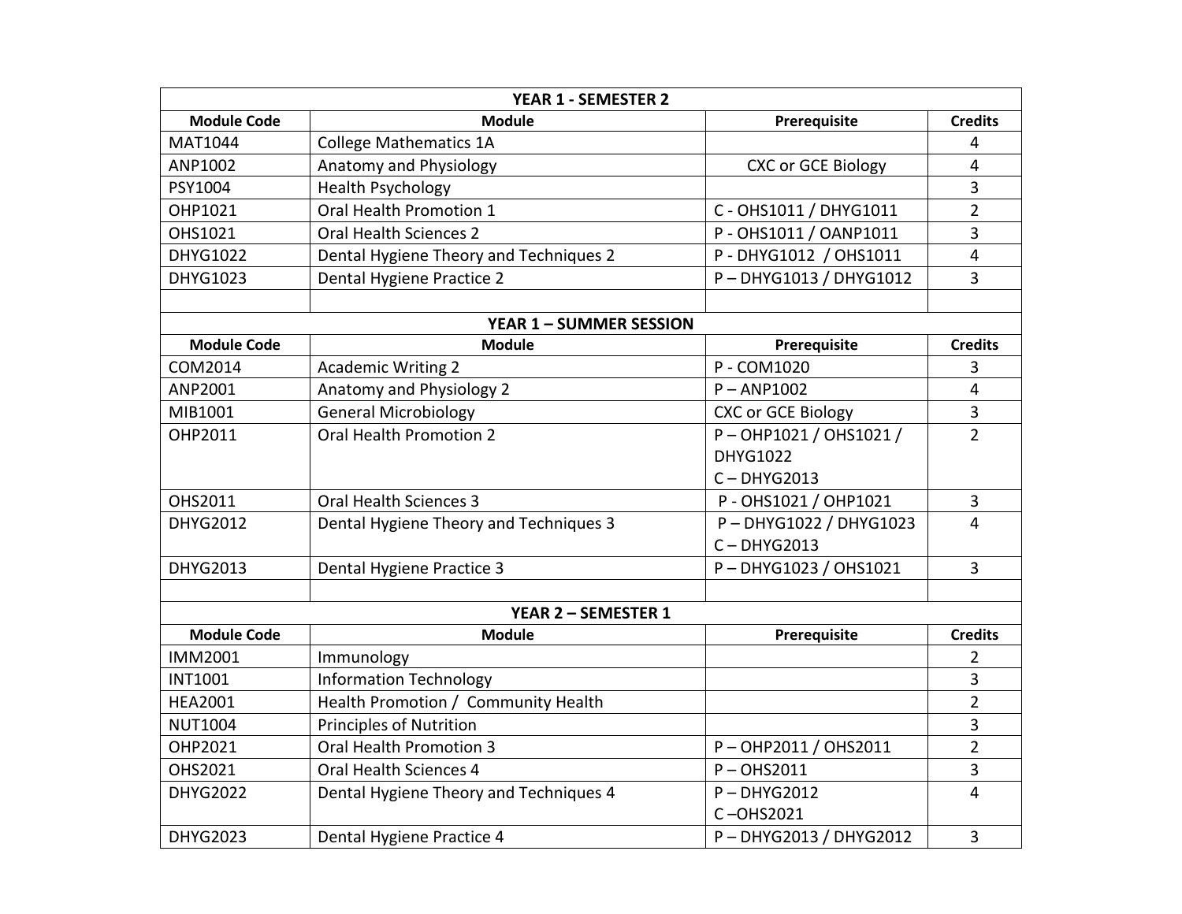| YEAR 1 - SEMESTER 2 | | | |
|---|---|---|---|
| **Module Code** | **Module** | **Prerequisite** | **Credits** |
| MAT1044 | College Mathematics 1A | | 4 |
| ANP1002 | Anatomy and Physiology | CXC or GCE Biology | 4 |
| PSY1004 | Health Psychology | | 3 |
| OHP1021 | Oral Health Promotion 1 | C - OHS1011 / DHYG1011 | 2 |
| OHS1021 | Oral Health Sciences 2 | P - OHS1011 / OANP1011 | 3 |
| DHYG1022 | Dental Hygiene Theory and Techniques 2 | P - DHYG1012 / OHS1011 | 4 |
| DHYG1023 | Dental Hygiene Practice 2 | P – DHYG1013 / DHYG1012 | 3 |
| | | | |

| YEAR 1 – SUMMER SESSION | | | |
|---|---|---|---|
| **Module Code** | **Module** | **Prerequisite** | **Credits** |
| COM2014 | Academic Writing 2 | P - COM1020 | 3 |
| ANP2001 | Anatomy and Physiology 2 | P – ANP1002 | 4 |
| MIB1001 | General Microbiology | CXC or GCE Biology | 3 |
| OHP2011 | Oral Health Promotion 2 | P – OHP1021 / OHS1021 / DHYG1022<br>C – DHYG2013 | 2 |
| OHS2011 | Oral Health Sciences 3 | P - OHS1021 / OHP1021 | 3 |
| DHYG2012 | Dental Hygiene Theory and Techniques 3 | P – DHYG1022 / DHYG1023<br>C – DHYG2013 | 4 |
| DHYG2013 | Dental Hygiene Practice 3 | P – DHYG1023 / OHS1021 | 3 |
| | | | |

| YEAR 2 – SEMESTER 1 | | | |
|---|---|---|---|
| **Module Code** | **Module** | **Prerequisite** | **Credits** |
| IMM2001 | Immunology | | 2 |
| INT1001 | Information Technology | | 3 |
| HEA2001 | Health Promotion / Community Health | | 2 |
| NUT1004 | Principles of Nutrition | | 3 |
| OHP2021 | Oral Health Promotion 3 | P – OHP2011 / OHS2011 | 2 |
| OHS2021 | Oral Health Sciences 4 | P – OHS2011 | 3 |
| DHYG2022 | Dental Hygiene Theory and Techniques 4 | P – DHYG2012<br>C –OHS2021 | 4 |
| DHYG2023 | Dental Hygiene Practice 4 | P – DHYG2013 / DHYG2012 | 3 |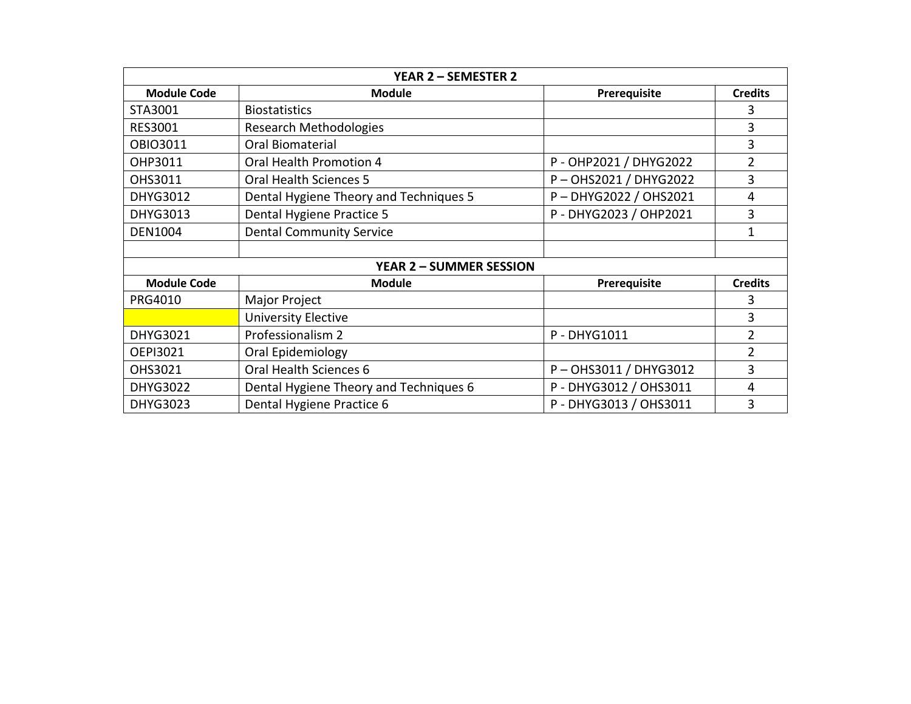| YEAR 2 – SEMESTER 2 | | | |
|---|---|---|---|
| **Module Code** | **Module** | **Prerequisite** | **Credits** |
| STA3001 | Biostatistics | | 3 |
| RES3001 | Research Methodologies | | 3 |
| OBIO3011 | Oral Biomaterial | | 3 |
| OHP3011 | Oral Health Promotion 4 | P - OHP2021 / DHYG2022 | 2 |
| OHS3011 | Oral Health Sciences 5 | P – OHS2021 / DHYG2022 | 3 |
| DHYG3012 | Dental Hygiene Theory and Techniques 5 | P – DHYG2022 / OHS2021 | 4 |
| DHYG3013 | Dental Hygiene Practice 5 | P - DHYG2023 / OHP2021 | 3 |
| DEN1004 | Dental Community Service | | 1 |
| | | | |
| **YEAR 2 – SUMMER SESSION** | | | |
| **Module Code** | **Module** | **Prerequisite** | **Credits** |
| PRG4010 | Major Project | | 3 |
| | University Elective | | 3 |
| DHYG3021 | Professionalism 2 | P - DHYG1011 | 2 |
| OEPI3021 | Oral Epidemiology | | 2 |
| OHS3021 | Oral Health Sciences 6 | P – OHS3011 / DHYG3012 | 3 |
| DHYG3022 | Dental Hygiene Theory and Techniques 6 | P - DHYG3012 / OHS3011 | 4 |
| DHYG3023 | Dental Hygiene Practice 6 | P - DHYG3013 / OHS3011 | 3 |